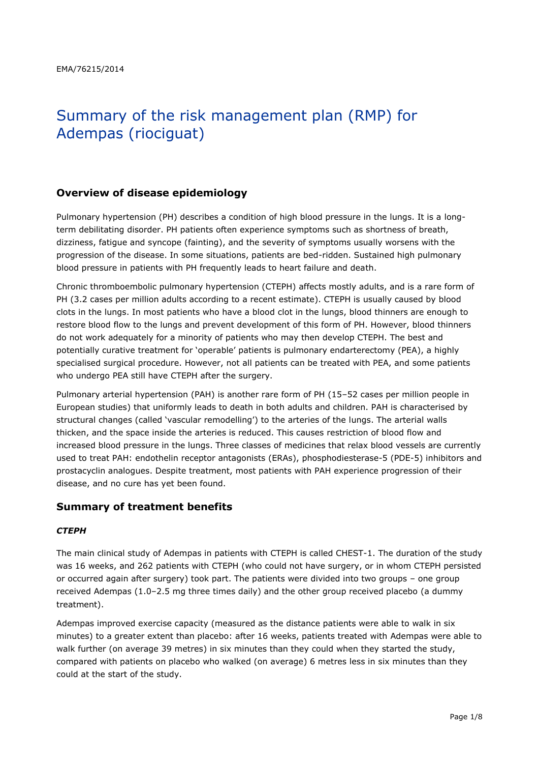EMA/76215/2014

# Summary of the risk management plan (RMP) for Adempas (riociguat)

## Overview of disease epidemiology

Pulmonary hypertension (PH) describes a condition of high blood pressure in the lungs. It is a long-term debilitating disorder. PH patients often experience symptoms such as shortness of breath, dizziness, fatigue and syncope (fainting), and the severity of symptoms usually worsens with the progression of the disease. In some situations, patients are bed-ridden. Sustained high pulmonary blood pressure in patients with PH frequently leads to heart failure and death.

Chronic thromboembolic pulmonary hypertension (CTEPH) affects mostly adults, and is a rare form of PH (3.2 cases per million adults according to a recent estimate). CTEPH is usually caused by blood clots in the lungs. In most patients who have a blood clot in the lungs, blood thinners are enough to restore blood flow to the lungs and prevent development of this form of PH. However, blood thinners do not work adequately for a minority of patients who may then develop CTEPH. The best and potentially curative treatment for 'operable' patients is pulmonary endarterectomy (PEA), a highly specialised surgical procedure. However, not all patients can be treated with PEA, and some patients who undergo PEA still have CTEPH after the surgery.

Pulmonary arterial hypertension (PAH) is another rare form of PH (15–52 cases per million people in European studies) that uniformly leads to death in both adults and children. PAH is characterised by structural changes (called 'vascular remodelling') to the arteries of the lungs. The arterial walls thicken, and the space inside the arteries is reduced. This causes restriction of blood flow and increased blood pressure in the lungs. Three classes of medicines that relax blood vessels are currently used to treat PAH: endothelin receptor antagonists (ERAs), phosphodiesterase-5 (PDE-5) inhibitors and prostacyclin analogues. Despite treatment, most patients with PAH experience progression of their disease, and no cure has yet been found.

## Summary of treatment benefits

### *CTEPH*

The main clinical study of Adempas in patients with CTEPH is called CHEST-1. The duration of the study was 16 weeks, and 262 patients with CTEPH (who could not have surgery, or in whom CTEPH persisted or occurred again after surgery) took part. The patients were divided into two groups – one group received Adempas (1.0–2.5 mg three times daily) and the other group received placebo (a dummy treatment).

Adempas improved exercise capacity (measured as the distance patients were able to walk in six minutes) to a greater extent than placebo: after 16 weeks, patients treated with Adempas were able to walk further (on average 39 metres) in six minutes than they could when they started the study, compared with patients on placebo who walked (on average) 6 metres less in six minutes than they could at the start of the study.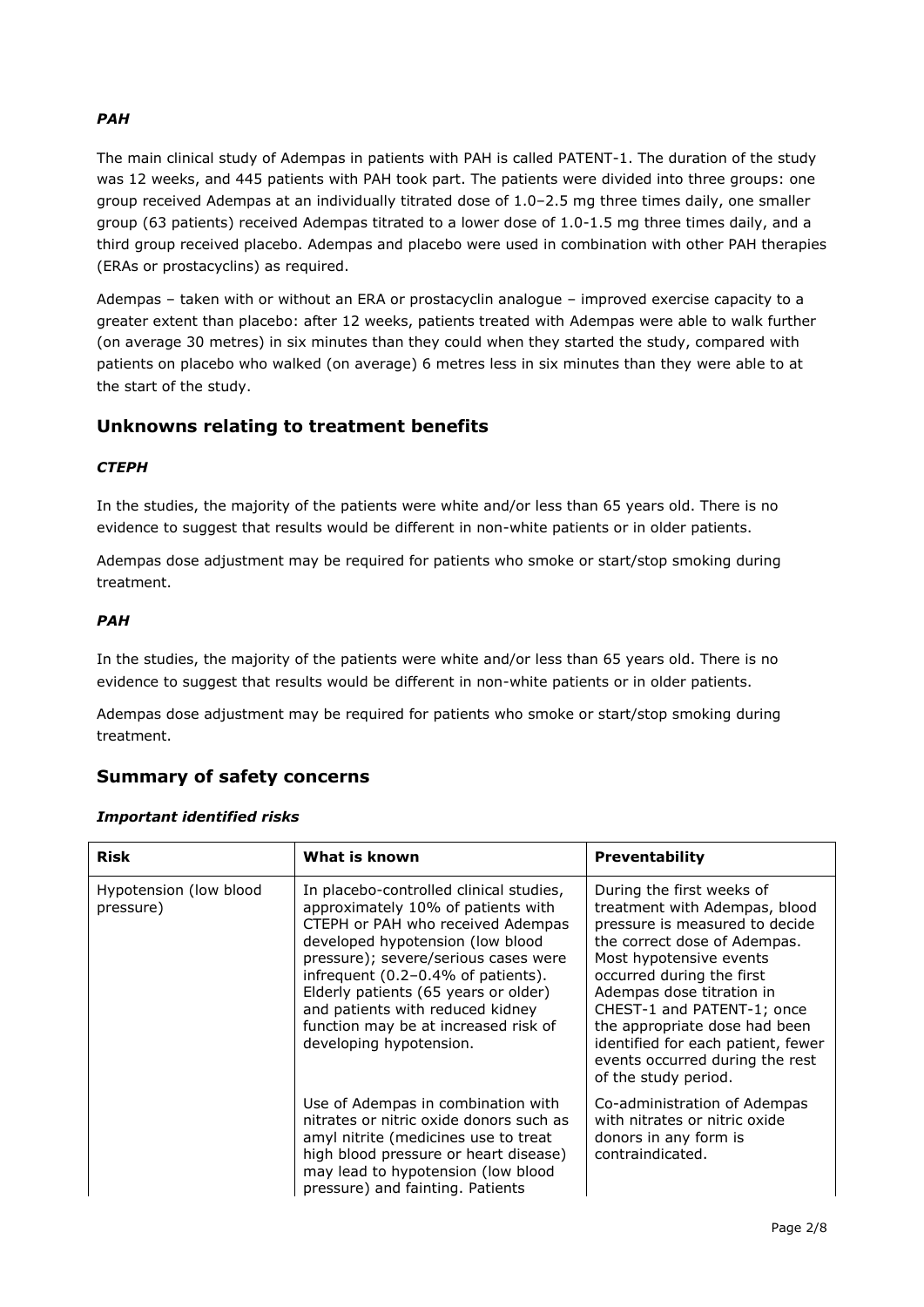### *PAH*

The main clinical study of Adempas in patients with PAH is called PATENT-1. The duration of the study was 12 weeks, and 445 patients with PAH took part. The patients were divided into three groups: one group received Adempas at an individually titrated dose of 1.0–2.5 mg three times daily, one smaller group (63 patients) received Adempas titrated to a lower dose of 1.0-1.5 mg three times daily, and a third group received placebo. Adempas and placebo were used in combination with other PAH therapies (ERAs or prostacyclins) as required.

Adempas – taken with or without an ERA or prostacyclin analogue – improved exercise capacity to a greater extent than placebo: after 12 weeks, patients treated with Adempas were able to walk further (on average 30 metres) in six minutes than they could when they started the study, compared with patients on placebo who walked (on average) 6 metres less in six minutes than they were able to at the start of the study.

## Unknowns relating to treatment benefits

### *CTEPH*

In the studies, the majority of the patients were white and/or less than 65 years old. There is no evidence to suggest that results would be different in non-white patients or in older patients.

Adempas dose adjustment may be required for patients who smoke or start/stop smoking during treatment.

### *PAH*

In the studies, the majority of the patients were white and/or less than 65 years old. There is no evidence to suggest that results would be different in non-white patients or in older patients.

Adempas dose adjustment may be required for patients who smoke or start/stop smoking during treatment.

## Summary of safety concerns

### *Important identified risks*

| Risk | What is known | Preventability |
|---|---|---|
| Hypotension (low blood pressure) | In placebo-controlled clinical studies, approximately 10% of patients with CTEPH or PAH who received Adempas developed hypotension (low blood pressure); severe/serious cases were infrequent (0.2–0.4% of patients). Elderly patients (65 years or older) and patients with reduced kidney function may be at increased risk of developing hypotension. | During the first weeks of treatment with Adempas, blood pressure is measured to decide the correct dose of Adempas. Most hypotensive events occurred during the first Adempas dose titration in CHEST-1 and PATENT-1; once the appropriate dose had been identified for each patient, fewer events occurred during the rest of the study period. |
| | Use of Adempas in combination with nitrates or nitric oxide donors such as amyl nitrite (medicines use to treat high blood pressure or heart disease) may lead to hypotension (low blood pressure) and fainting. Patients | Co-administration of Adempas with nitrates or nitric oxide donors in any form is contraindicated. |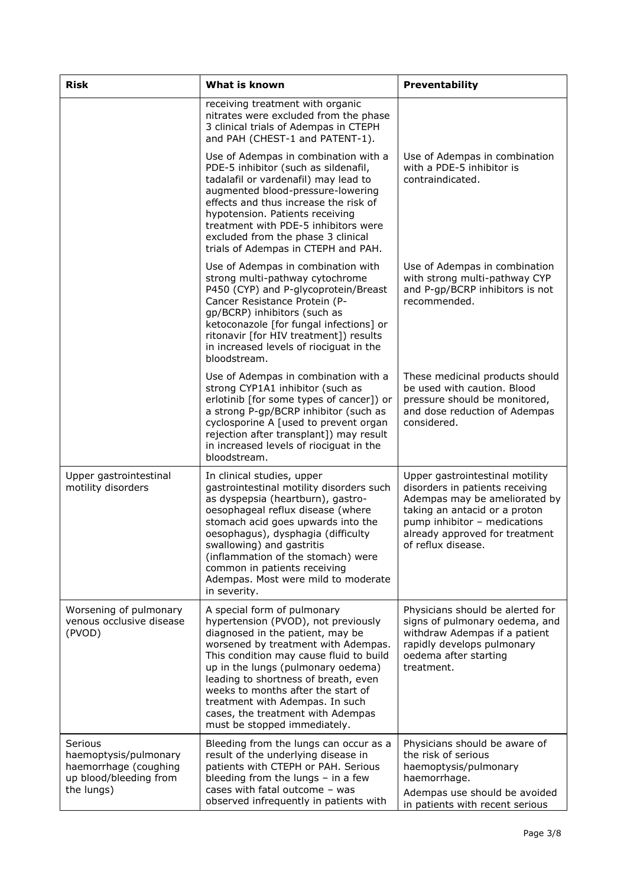| Risk | What is known | Preventability |
|---|---|---|
| | receiving treatment with organic nitrates were excluded from the phase 3 clinical trials of Adempas in CTEPH and PAH (CHEST-1 and PATENT-1). | |
| | Use of Adempas in combination with a PDE-5 inhibitor (such as sildenafil, tadalafil or vardenafil) may lead to augmented blood-pressure-lowering effects and thus increase the risk of hypotension. Patients receiving treatment with PDE-5 inhibitors were excluded from the phase 3 clinical trials of Adempas in CTEPH and PAH. | Use of Adempas in combination with a PDE-5 inhibitor is contraindicated. |
| | Use of Adempas in combination with strong multi-pathway cytochrome P450 (CYP) and P-glycoprotein/Breast Cancer Resistance Protein (P-gp/BCRP) inhibitors (such as ketoconazole [for fungal infections] or ritonavir [for HIV treatment]) results in increased levels of riociguat in the bloodstream. | Use of Adempas in combination with strong multi-pathway CYP and P-gp/BCRP inhibitors is not recommended. |
| | Use of Adempas in combination with a strong CYP1A1 inhibitor (such as erlotinib [for some types of cancer]) or a strong P-gp/BCRP inhibitor (such as cyclosporine A [used to prevent organ rejection after transplant]) may result in increased levels of riociguat in the bloodstream. | These medicinal products should be used with caution. Blood pressure should be monitored, and dose reduction of Adempas considered. |
| Upper gastrointestinal motility disorders | In clinical studies, upper gastrointestinal motility disorders such as dyspepsia (heartburn), gastro-oesophageal reflux disease (where stomach acid goes upwards into the oesophagus), dysphagia (difficulty swallowing) and gastritis (inflammation of the stomach) were common in patients receiving Adempas. Most were mild to moderate in severity. | Upper gastrointestinal motility disorders in patients receiving Adempas may be ameliorated by taking an antacid or a proton pump inhibitor – medications already approved for treatment of reflux disease. |
| Worsening of pulmonary venous occlusive disease (PVOD) | A special form of pulmonary hypertension (PVOD), not previously diagnosed in the patient, may be worsened by treatment with Adempas. This condition may cause fluid to build up in the lungs (pulmonary oedema) leading to shortness of breath, even weeks to months after the start of treatment with Adempas. In such cases, the treatment with Adempas must be stopped immediately. | Physicians should be alerted for signs of pulmonary oedema, and withdraw Adempas if a patient rapidly develops pulmonary oedema after starting treatment. |
| Serious haemoptysis/pulmonary haemorrhage (coughing up blood/bleeding from the lungs) | Bleeding from the lungs can occur as a result of the underlying disease in patients with CTEPH or PAH. Serious bleeding from the lungs – in a few cases with fatal outcome – was observed infrequently in patients with | Physicians should be aware of the risk of serious haemoptysis/pulmonary haemorrhage.<br><br>Adempas use should be avoided in patients with recent serious |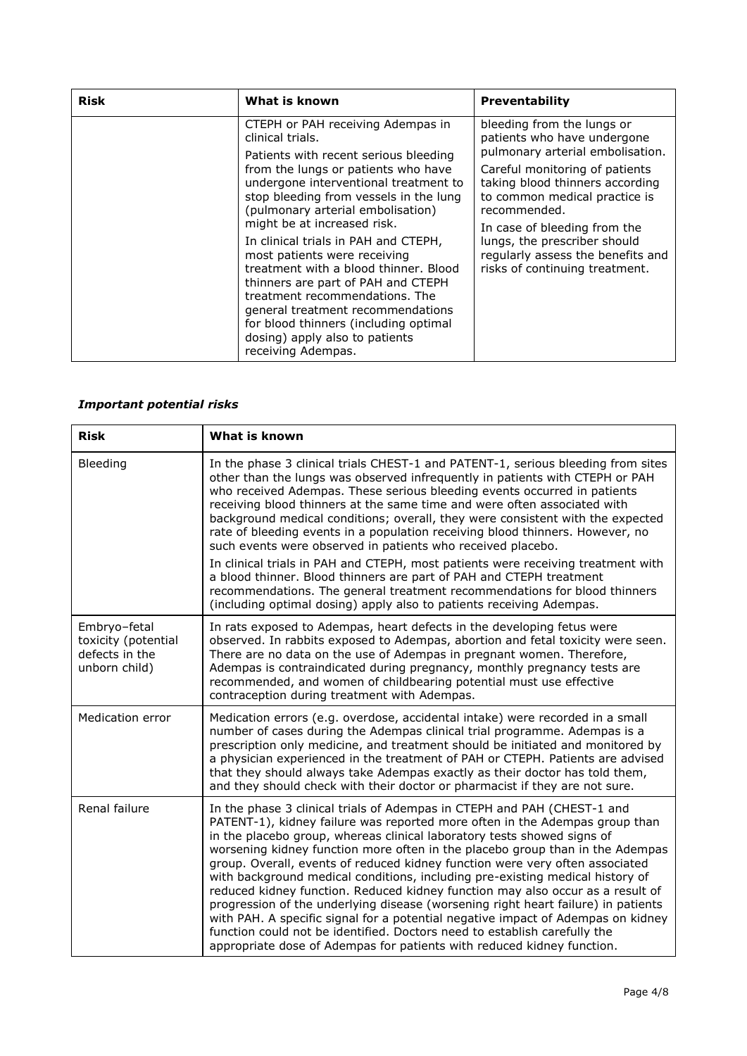| Risk | What is known | Preventability |
|---|---|---|
| | CTEPH or PAH receiving Adempas in clinical trials. Patients with recent serious bleeding from the lungs or patients who have undergone interventional treatment to stop bleeding from vessels in the lung (pulmonary arterial embolisation) might be at increased risk. In clinical trials in PAH and CTEPH, most patients were receiving treatment with a blood thinner. Blood thinners are part of PAH and CTEPH treatment recommendations. The general treatment recommendations for blood thinners (including optimal dosing) apply also to patients receiving Adempas. | bleeding from the lungs or patients who have undergone pulmonary arterial embolisation. Careful monitoring of patients taking blood thinners according to common medical practice is recommended. In case of bleeding from the lungs, the prescriber should regularly assess the benefits and risks of continuing treatment. |

### *Important potential risks*

| Risk | What is known |
|---|---|
| Bleeding | In the phase 3 clinical trials CHEST-1 and PATENT-1, serious bleeding from sites other than the lungs was observed infrequently in patients with CTEPH or PAH who received Adempas. These serious bleeding events occurred in patients receiving blood thinners at the same time and were often associated with background medical conditions; overall, they were consistent with the expected rate of bleeding events in a population receiving blood thinners. However, no such events were observed in patients who received placebo. In clinical trials in PAH and CTEPH, most patients were receiving treatment with a blood thinner. Blood thinners are part of PAH and CTEPH treatment recommendations. The general treatment recommendations for blood thinners (including optimal dosing) apply also to patients receiving Adempas. |
| Embryo–fetal toxicity (potential defects in the unborn child) | In rats exposed to Adempas, heart defects in the developing fetus were observed. In rabbits exposed to Adempas, abortion and fetal toxicity were seen. There are no data on the use of Adempas in pregnant women. Therefore, Adempas is contraindicated during pregnancy, monthly pregnancy tests are recommended, and women of childbearing potential must use effective contraception during treatment with Adempas. |
| Medication error | Medication errors (e.g. overdose, accidental intake) were recorded in a small number of cases during the Adempas clinical trial programme. Adempas is a prescription only medicine, and treatment should be initiated and monitored by a physician experienced in the treatment of PAH or CTEPH. Patients are advised that they should always take Adempas exactly as their doctor has told them, and they should check with their doctor or pharmacist if they are not sure. |
| Renal failure | In the phase 3 clinical trials of Adempas in CTEPH and PAH (CHEST-1 and PATENT-1), kidney failure was reported more often in the Adempas group than in the placebo group, whereas clinical laboratory tests showed signs of worsening kidney function more often in the placebo group than in the Adempas group. Overall, events of reduced kidney function were very often associated with background medical conditions, including pre-existing medical history of reduced kidney function. Reduced kidney function may also occur as a result of progression of the underlying disease (worsening right heart failure) in patients with PAH. A specific signal for a potential negative impact of Adempas on kidney function could not be identified. Doctors need to establish carefully the appropriate dose of Adempas for patients with reduced kidney function. |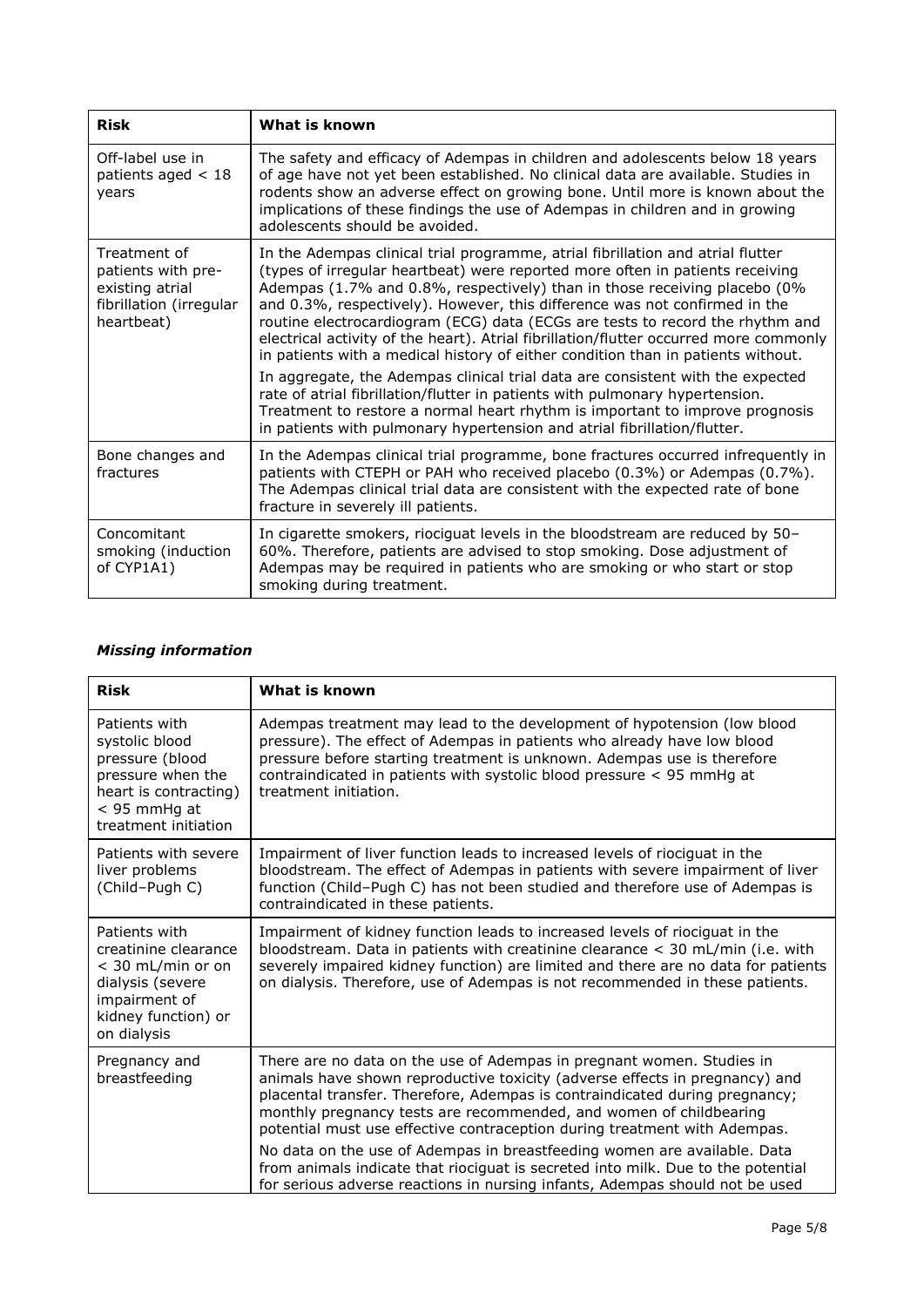| Risk | What is known |
|---|---|
| Off-label use in patients aged < 18 years | The safety and efficacy of Adempas in children and adolescents below 18 years of age have not yet been established. No clinical data are available. Studies in rodents show an adverse effect on growing bone. Until more is known about the implications of these findings the use of Adempas in children and in growing adolescents should be avoided. |
| Treatment of patients with pre-existing atrial fibrillation (irregular heartbeat) | In the Adempas clinical trial programme, atrial fibrillation and atrial flutter (types of irregular heartbeat) were reported more often in patients receiving Adempas (1.7% and 0.8%, respectively) than in those receiving placebo (0% and 0.3%, respectively). However, this difference was not confirmed in the routine electrocardiogram (ECG) data (ECGs are tests to record the rhythm and electrical activity of the heart). Atrial fibrillation/flutter occurred more commonly in patients with a medical history of either condition than in patients without.<br><br>In aggregate, the Adempas clinical trial data are consistent with the expected rate of atrial fibrillation/flutter in patients with pulmonary hypertension. Treatment to restore a normal heart rhythm is important to improve prognosis in patients with pulmonary hypertension and atrial fibrillation/flutter. |
| Bone changes and fractures | In the Adempas clinical trial programme, bone fractures occurred infrequently in patients with CTEPH or PAH who received placebo (0.3%) or Adempas (0.7%). The Adempas clinical trial data are consistent with the expected rate of bone fracture in severely ill patients. |
| Concomitant smoking (induction of CYP1A1) | In cigarette smokers, riociguat levels in the bloodstream are reduced by 50–60%. Therefore, patients are advised to stop smoking. Dose adjustment of Adempas may be required in patients who are smoking or who start or stop smoking during treatment. |

***Missing information***

| Risk | What is known |
|---|---|
| Patients with systolic blood pressure (blood pressure when the heart is contracting) < 95 mmHg at treatment initiation | Adempas treatment may lead to the development of hypotension (low blood pressure). The effect of Adempas in patients who already have low blood pressure before starting treatment is unknown. Adempas use is therefore contraindicated in patients with systolic blood pressure < 95 mmHg at treatment initiation. |
| Patients with severe liver problems (Child–Pugh C) | Impairment of liver function leads to increased levels of riociguat in the bloodstream. The effect of Adempas in patients with severe impairment of liver function (Child–Pugh C) has not been studied and therefore use of Adempas is contraindicated in these patients. |
| Patients with creatinine clearance < 30 mL/min or on dialysis (severe impairment of kidney function) or on dialysis | Impairment of kidney function leads to increased levels of riociguat in the bloodstream. Data in patients with creatinine clearance < 30 mL/min (i.e. with severely impaired kidney function) are limited and there are no data for patients on dialysis. Therefore, use of Adempas is not recommended in these patients. |
| Pregnancy and breastfeeding | There are no data on the use of Adempas in pregnant women. Studies in animals have shown reproductive toxicity (adverse effects in pregnancy) and placental transfer. Therefore, Adempas is contraindicated during pregnancy; monthly pregnancy tests are recommended, and women of childbearing potential must use effective contraception during treatment with Adempas.<br><br>No data on the use of Adempas in breastfeeding women are available. Data from animals indicate that riociguat is secreted into milk. Due to the potential for serious adverse reactions in nursing infants, Adempas should not be used |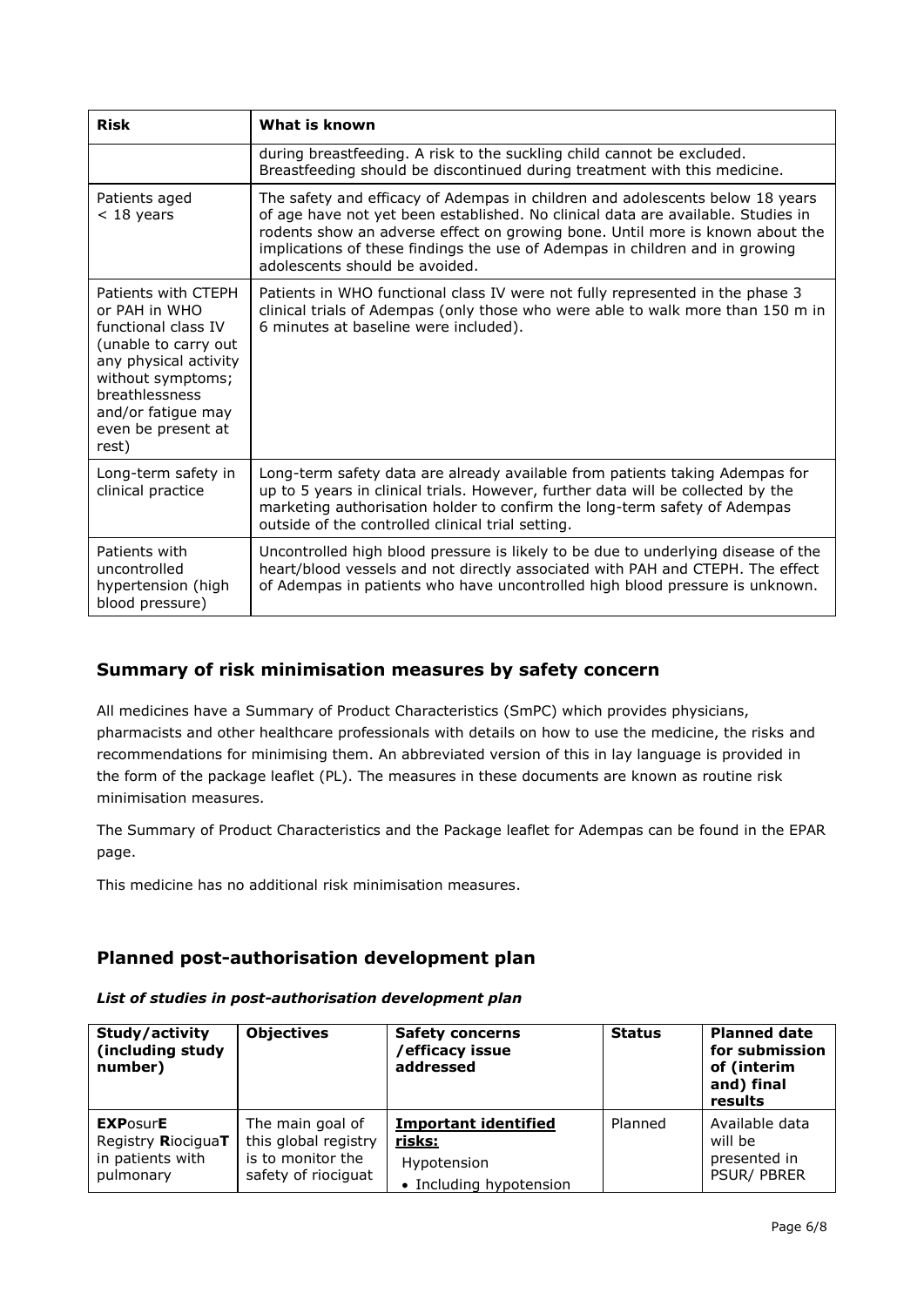| Risk | What is known |
|---|---|
| | during breastfeeding. A risk to the suckling child cannot be excluded. Breastfeeding should be discontinued during treatment with this medicine. |
| Patients aged < 18 years | The safety and efficacy of Adempas in children and adolescents below 18 years of age have not yet been established. No clinical data are available. Studies in rodents show an adverse effect on growing bone. Until more is known about the implications of these findings the use of Adempas in children and in growing adolescents should be avoided. |
| Patients with CTEPH or PAH in WHO functional class IV (unable to carry out any physical activity without symptoms; breathlessness and/or fatigue may even be present at rest) | Patients in WHO functional class IV were not fully represented in the phase 3 clinical trials of Adempas (only those who were able to walk more than 150 m in 6 minutes at baseline were included). |
| Long-term safety in clinical practice | Long-term safety data are already available from patients taking Adempas for up to 5 years in clinical trials. However, further data will be collected by the marketing authorisation holder to confirm the long-term safety of Adempas outside of the controlled clinical trial setting. |
| Patients with uncontrolled hypertension (high blood pressure) | Uncontrolled high blood pressure is likely to be due to underlying disease of the heart/blood vessels and not directly associated with PAH and CTEPH. The effect of Adempas in patients who have uncontrolled high blood pressure is unknown. |

## Summary of risk minimisation measures by safety concern

All medicines have a Summary of Product Characteristics (SmPC) which provides physicians, pharmacists and other healthcare professionals with details on how to use the medicine, the risks and recommendations for minimising them. An abbreviated version of this in lay language is provided in the form of the package leaflet (PL). The measures in these documents are known as routine risk minimisation measures.

The Summary of Product Characteristics and the Package leaflet for Adempas can be found in the EPAR page.

This medicine has no additional risk minimisation measures.

## Planned post-authorisation development plan

***List of studies in post-authorisation development plan***

| Study/activity (including study number) | Objectives | Safety concerns /efficacy issue addressed | Status | Planned date for submission of (interim and) final results |
|---|---|---|---|---|
| **EXP**osur**E** Registry **R**iocigua**T** in patients with pulmonary | The main goal of this global registry is to monitor the safety of riociguat | **Important identified risks:** Hypotension<br>• Including hypotension | Planned | Available data will be presented in PSUR/ PBRER |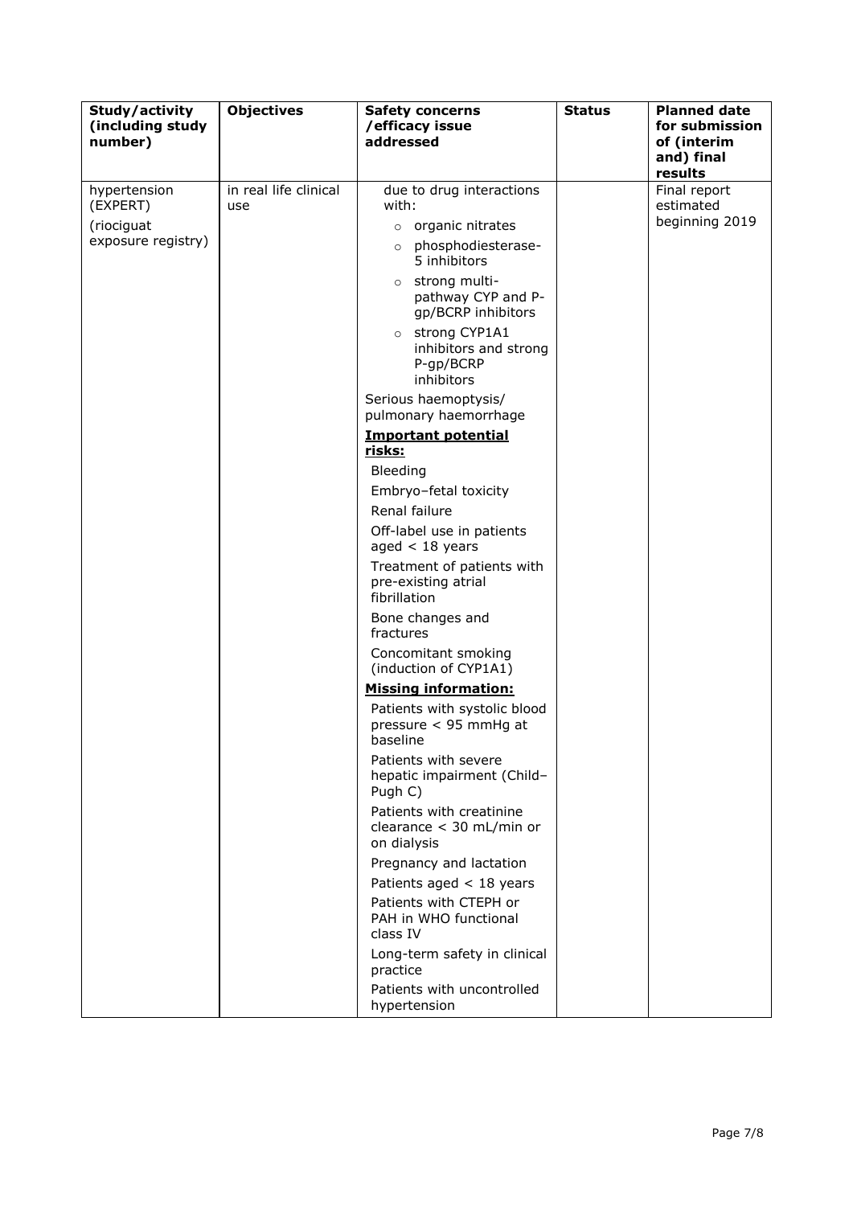| Study/activity (including study number) | Objectives | Safety concerns /efficacy issue addressed | Status | Planned date for submission of (interim and) final results |
|---|---|---|---|---|
| hypertension (EXPERT)<br>(riociguat exposure registry) | in real life clinical use | due to drug interactions with:<br>○ organic nitrates<br>○ phosphodiesterase-5 inhibitors<br>○ strong multi-pathway CYP and P-gp/BCRP inhibitors<br>○ strong CYP1A1 inhibitors and strong P-gp/BCRP inhibitors<br>Serious haemoptysis/ pulmonary haemorrhage<br>**Important potential risks:**<br>Bleeding<br>Embryo–fetal toxicity<br>Renal failure<br>Off-label use in patients aged < 18 years<br>Treatment of patients with pre-existing atrial fibrillation<br>Bone changes and fractures<br>Concomitant smoking (induction of CYP1A1)<br>**Missing information:**<br>Patients with systolic blood pressure < 95 mmHg at baseline<br>Patients with severe hepatic impairment (Child–Pugh C)<br>Patients with creatinine clearance < 30 mL/min or on dialysis<br>Pregnancy and lactation<br>Patients aged < 18 years<br>Patients with CTEPH or PAH in WHO functional class IV<br>Long-term safety in clinical practice<br>Patients with uncontrolled hypertension | | Final report estimated beginning 2019 |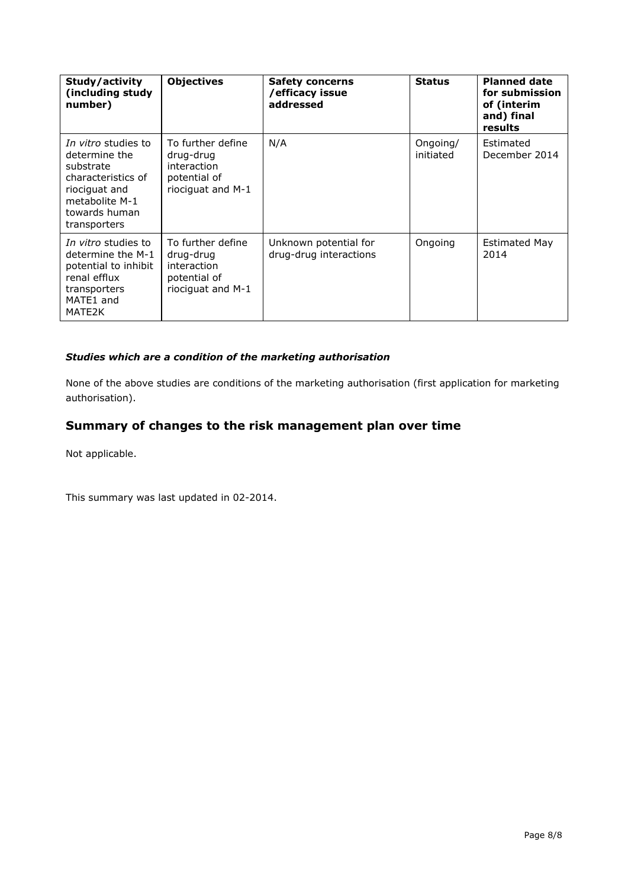| Study/activity (including study number) | Objectives | Safety concerns /efficacy issue addressed | Status | Planned date for submission of (interim and) final results |
|---|---|---|---|---|
| *In vitro* studies to determine the substrate characteristics of riociguat and metabolite M-1 towards human transporters | To further define drug-drug interaction potential of riociguat and M-1 | N/A | Ongoing/ initiated | Estimated December 2014 |
| *In vitro* studies to determine the M-1 potential to inhibit renal efflux transporters MATE1 and MATE2K | To further define drug-drug interaction potential of riociguat and M-1 | Unknown potential for drug-drug interactions | Ongoing | Estimated May 2014 |

***Studies which are a condition of the marketing authorisation***

None of the above studies are conditions of the marketing authorisation (first application for marketing authorisation).

## Summary of changes to the risk management plan over time

Not applicable.

This summary was last updated in 02-2014.